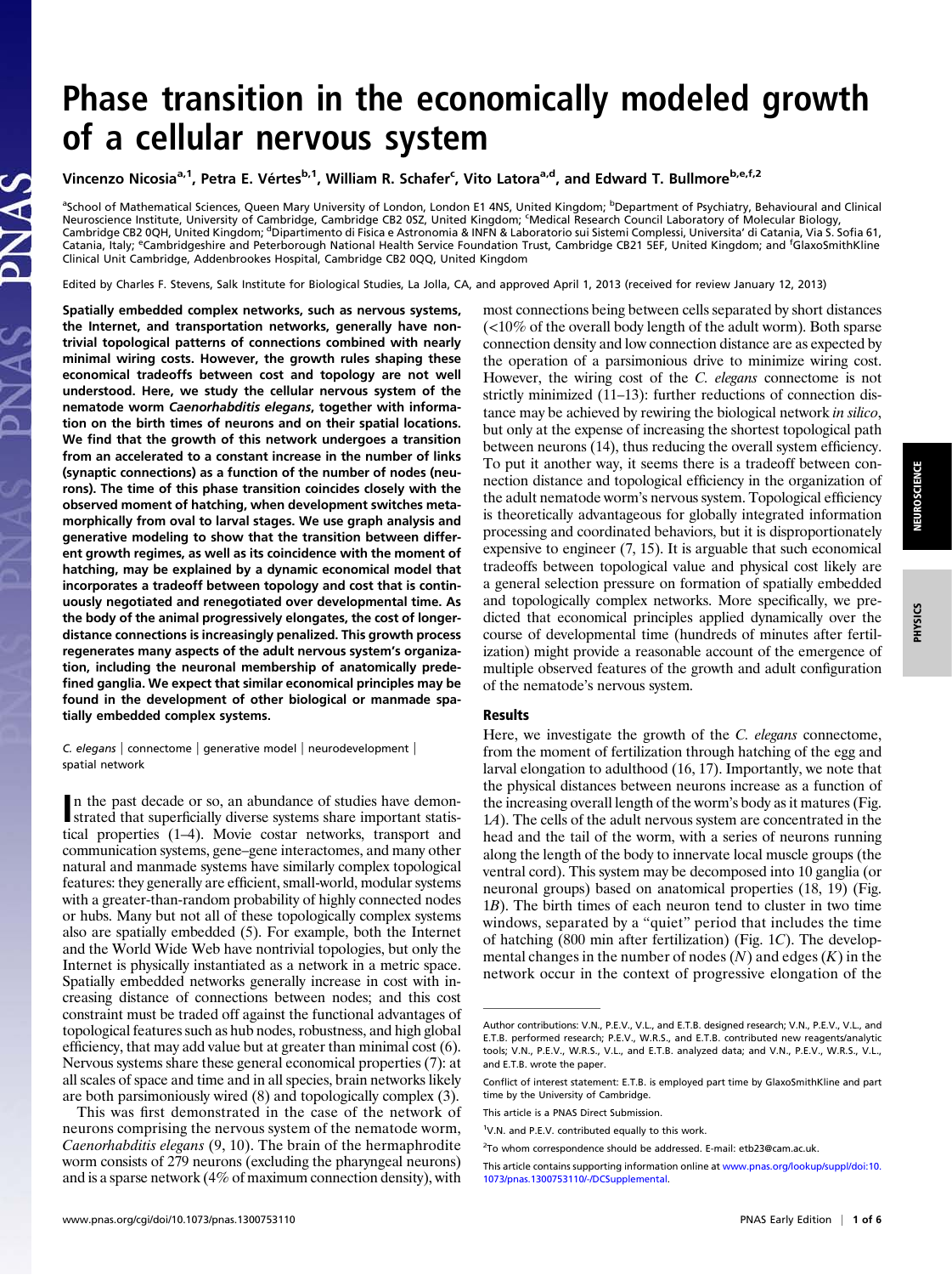# Phase transition in the economically modeled growth of a cellular nervous system

Vincenzo Nicosia[a,1], Petra E. Vértes[b,1], William R. Schafer[c], Vito Latora[a,d], and Edward T. Bullmore[b,e,f,2]

[a]School of Mathematical Sciences, Queen Mary University of London, London E1 4NS, United Kingdom; [b]Department of Psychiatry, Behavioural and Clinical Neuroscience Institute, University of Cambridge, Cambridge CB2 0SZ, United Kingdom; [c]Medical Research Council Laboratory of Molecular Biology, Cambridge CB2 0QH, United Kingdom; [d]Dipartimento di Fisica e Astronomia & INFN & Laboratorio sui Sistemi Complessi, Universita' di Catania, Via S. Sofia 61, Catania, Italy; [e]Cambridgeshire and Peterborough National Health Service Foundation Trust, Cambridge CB21 5EF, United Kingdom; and [f]GlaxoSmithKline Clinical Unit Cambridge, Addenbrookes Hospital, Cambridge CB2 0QQ, United Kingdom

Edited by Charles F. Stevens, Salk Institute for Biological Studies, La Jolla, CA, and approved April 1, 2013 (received for review January 12, 2013)

**Spatially embedded complex networks, such as nervous systems, the Internet, and transportation networks, generally have nontrivial topological patterns of connections combined with nearly minimal wiring costs. However, the growth rules shaping these economical tradeoffs between cost and topology are not well understood. Here, we study the cellular nervous system of the nematode worm *Caenorhabditis elegans*, together with information on the birth times of neurons and on their spatial locations. We find that the growth of this network undergoes a transition from an accelerated to a constant increase in the number of links (synaptic connections) as a function of the number of nodes (neurons). The time of this phase transition coincides closely with the observed moment of hatching, when development switches metamorphically from oval to larval stages. We use graph analysis and generative modeling to show that the transition between different growth regimes, as well as its coincidence with the moment of hatching, may be explained by a dynamic economical model that incorporates a tradeoff between topology and cost that is continuously negotiated and renegotiated over developmental time. As the body of the animal progressively elongates, the cost of longer-distance connections is increasingly penalized. This growth process regenerates many aspects of the adult nervous system's organization, including the neuronal membership of anatomically predefined ganglia. We expect that similar economical principles may be found in the development of other biological or manmade spatially embedded complex systems.**

*C. elegans* | connectome | generative model | neurodevelopment | spatial network

In the past decade or so, an abundance of studies have demonstrated that superficially diverse systems share important statistical properties (1–4). Movie costar networks, transport and communication systems, gene–gene interactomes, and many other natural and manmade systems have similarly complex topological features: they generally are efficient, small-world, modular systems with a greater-than-random probability of highly connected nodes or hubs. Many but not all of these topologically complex systems also are spatially embedded (5). For example, both the Internet and the World Wide Web have nontrivial topologies, but only the Internet is physically instantiated as a network in a metric space. Spatially embedded networks generally increase in cost with increasing distance of connections between nodes; and this cost constraint must be traded off against the functional advantages of topological features such as hub nodes, robustness, and high global efficiency, that may add value but at greater than minimal cost (6). Nervous systems share these general economical properties (7): at all scales of space and time and in all species, brain networks likely are both parsimoniously wired (8) and topologically complex (3).

This was first demonstrated in the case of the network of neurons comprising the nervous system of the nematode worm, *Caenorhabditis elegans* (9, 10). The brain of the hermaphrodite worm consists of 279 neurons (excluding the pharyngeal neurons) and is a sparse network (4% of maximum connection density), with most connections being between cells separated by short distances (<10% of the overall body length of the adult worm). Both sparse connection density and low connection distance are as expected by the operation of a parsimonious drive to minimize wiring cost. However, the wiring cost of the *C. elegans* connectome is not strictly minimized (11–13): further reductions of connection distance may be achieved by rewiring the biological network *in silico*, but only at the expense of increasing the shortest topological path between neurons (14), thus reducing the overall system efficiency. To put it another way, it seems there is a tradeoff between connection distance and topological efficiency in the organization of the adult nematode worm's nervous system. Topological efficiency is theoretically advantageous for globally integrated information processing and coordinated behaviors, but it is disproportionately expensive to engineer (7, 15). It is arguable that such economical tradeoffs between topological value and physical cost likely are a general selection pressure on formation of spatially embedded and topologically complex networks. More specifically, we predicted that economical principles applied dynamically over the course of developmental time (hundreds of minutes after fertilization) might provide a reasonable account of the emergence of multiple observed features of the growth and adult configuration of the nematode's nervous system.

## Results

Here, we investigate the growth of the *C. elegans* connectome, from the moment of fertilization through hatching of the egg and larval elongation to adulthood (16, 17). Importantly, we note that the physical distances between neurons increase as a function of the increasing overall length of the worm's body as it matures (Fig. 1*A*). The cells of the adult nervous system are concentrated in the head and the tail of the worm, with a series of neurons running along the length of the body to innervate local muscle groups (the ventral cord). This system may be decomposed into 10 ganglia (or neuronal groups) based on anatomical properties (18, 19) (Fig. 1*B*). The birth times of each neuron tend to cluster in two time windows, separated by a "quiet" period that includes the time of hatching (800 min after fertilization) (Fig. 1*C*). The developmental changes in the number of nodes ($N$) and edges ($K$) in the network occur in the context of progressive elongation of the

---

Author contributions: V.N., P.E.V., V.L., and E.T.B. designed research; V.N., P.E.V., V.L., and E.T.B. performed research; P.E.V., W.R.S., and E.T.B. contributed new reagents/analytic tools; V.N., P.E.V., W.R.S., V.L., and E.T.B. analyzed data; and V.N., P.E.V., W.R.S., V.L., and E.T.B. wrote the paper.

Conflict of interest statement: E.T.B. is employed part time by GlaxoSmithKline and part time by the University of Cambridge.

This article is a PNAS Direct Submission.

[1]V.N. and P.E.V. contributed equally to this work.

[2]To whom correspondence should be addressed. E-mail: etb23@cam.ac.uk.

This article contains supporting information online at www.pnas.org/lookup/suppl/doi:10.1073/pnas.1300753110/-/DCSupplemental.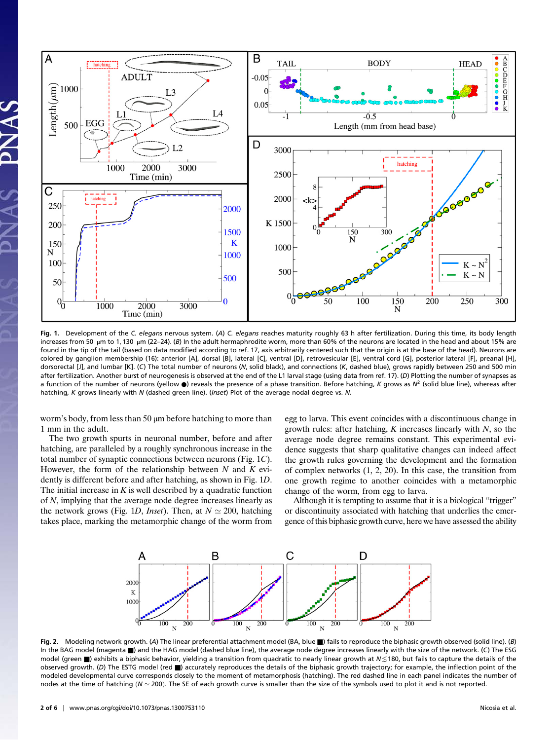**Fig. 1.** Development of the *C. elegans* nervous system. (*A*) *C. elegans* reaches maturity roughly 63 h after fertilization. During this time, its body length increases from 50 μm to 1,130 μm (22–24). (*B*) In the adult hermaphrodite worm, more than 60% of the neurons are located in the head and about 15% are found in the tip of the tail (based on data modified according to ref. 17, axis arbitrarily centered such that the origin is at the base of the head). Neurons are colored by ganglion membership (16): anterior [A], dorsal [B], lateral [C], ventral [D], retrovesicular [E], ventral cord [G], posterior lateral [F], preanal [H], dorsorectal [J], and lumbar [K]. (*C*) The total number of neurons (*N*, solid black), and connections (*K*, dashed blue), grows rapidly between 250 and 500 min after fertilization. Another burst of neurogenesis is observed at the end of the L1 larval stage (using data from ref. 17). (*D*) Plotting the number of synapses as a function of the number of neurons (yellow ●) reveals the presence of a phase transition. Before hatching, *K* grows as $N^2$ (solid blue line), whereas after hatching, *K* grows linearly with *N* (dashed green line). (*Inset*) Plot of the average nodal degree vs. *N*.

worm's body, from less than 50 μm before hatching to more than 1 mm in the adult.

The two growth spurts in neuronal number, before and after hatching, are paralleled by a roughly synchronous increase in the total number of synaptic connections between neurons (Fig. 1*C*). However, the form of the relationship between *N* and *K* evidently is different before and after hatching, as shown in Fig. 1*D*. The initial increase in *K* is well described by a quadratic function of *N*, implying that the average node degree increases linearly as the network grows (Fig. 1*D*, *Inset*). Then, at $N \simeq 200$, hatching takes place, marking the metamorphic change of the worm from egg to larva. This event coincides with a discontinuous change in growth rules: after hatching, *K* increases linearly with *N*, so the average node degree remains constant. This experimental evidence suggests that sharp qualitative changes can indeed affect the growth rules governing the development and the formation of complex networks (1, 2, 20). In this case, the transition from one growth regime to another coincides with a metamorphic change of the worm, from egg to larva.

Although it is tempting to assume that it is a biological "trigger" or discontinuity associated with hatching that underlies the emergence of this biphasic growth curve, here we have assessed the ability

**Fig. 2.** Modeling network growth. (*A*) The linear preferential attachment model (BA, blue ■) fails to reproduce the biphasic growth observed (solid line). (*B*) In the BAG model (magenta ■) and the HAG model (dashed blue line), the average node degree increases linearly with the size of the network. (*C*) The ESG model (green ■) exhibits a biphasic behavior, yielding a transition from quadratic to nearly linear growth at $N \lesssim 180$, but fails to capture the details of the observed growth. (*D*) The ESTG model (red ■) accurately reproduces the details of the biphasic growth trajectory; for example, the inflection point of the modeled developmental curve corresponds closely to the moment of metamorphosis (hatching). The red dashed line in each panel indicates the number of nodes at the time of hatching ($N \simeq 200$). The SE of each growth curve is smaller than the size of the symbols used to plot it and is not reported.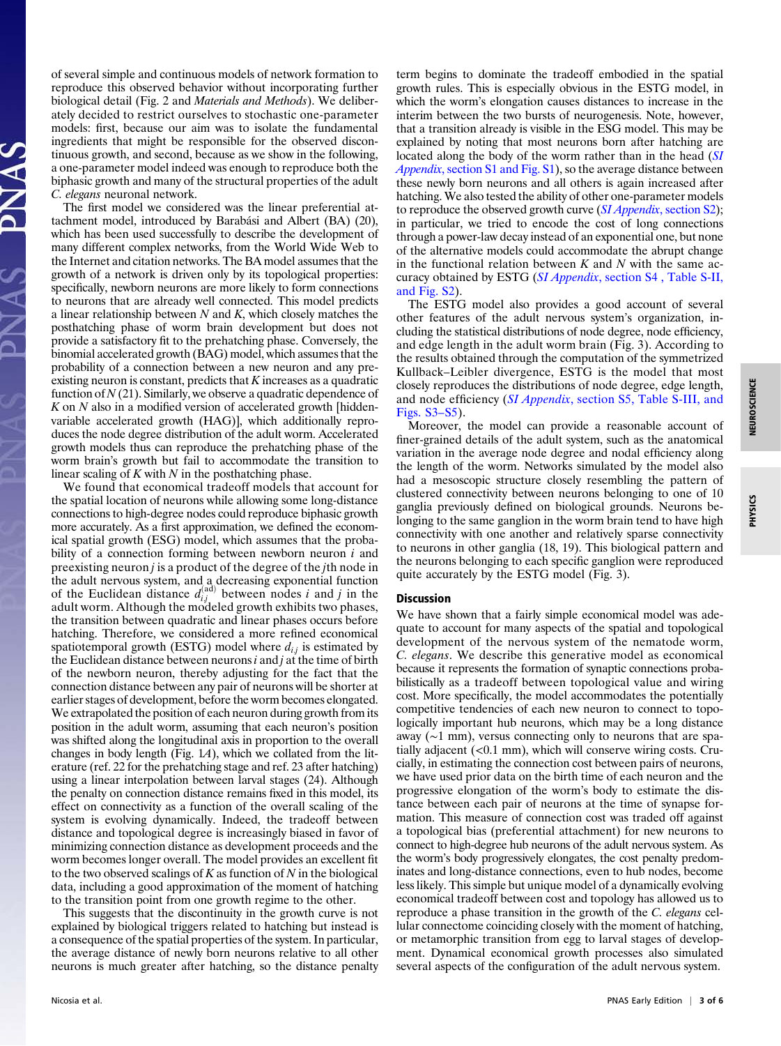of several simple and continuous models of network formation to reproduce this observed behavior without incorporating further biological detail (Fig. 2 and *Materials and Methods*). We deliberately decided to restrict ourselves to stochastic one-parameter models: first, because our aim was to isolate the fundamental ingredients that might be responsible for the observed discontinuous growth, and second, because as we show in the following, a one-parameter model indeed was enough to reproduce both the biphasic growth and many of the structural properties of the adult *C. elegans* neuronal network.

The first model we considered was the linear preferential attachment model, introduced by Barabási and Albert (BA) (20), which has been used successfully to describe the development of many different complex networks, from the World Wide Web to the Internet and citation networks. The BA model assumes that the growth of a network is driven only by its topological properties: specifically, newborn neurons are more likely to form connections to neurons that are already well connected. This model predicts a linear relationship between $N$ and $K$, which closely matches the posthatching phase of worm brain development but does not provide a satisfactory fit to the prehatching phase. Conversely, the binomial accelerated growth (BAG) model, which assumes that the probability of a connection between a new neuron and any preexisting neuron is constant, predicts that $K$ increases as a quadratic function of $N$ (21). Similarly, we observe a quadratic dependence of $K$ on $N$ also in a modified version of accelerated growth [hidden-variable accelerated growth (HAG)], which additionally reproduces the node degree distribution of the adult worm. Accelerated growth models thus can reproduce the prehatching phase of the worm brain's growth but fail to accommodate the transition to linear scaling of $K$ with $N$ in the posthatching phase.

We found that economical tradeoff models that account for the spatial location of neurons while allowing some long-distance connections to high-degree nodes could reproduce biphasic growth more accurately. As a first approximation, we defined the economical spatial growth (ESG) model, which assumes that the probability of a connection forming between newborn neuron $i$ and preexisting neuron $j$ is a product of the degree of the $j$th node in the adult nervous system, and a decreasing exponential function of the Euclidean distance $d_{ij}^{(ad)}$ between nodes $i$ and $j$ in the adult worm. Although the modeled growth exhibits two phases, the transition between quadratic and linear phases occurs before hatching. Therefore, we considered a more refined economical spatiotemporal growth (ESTG) model where $d_{ij}$ is estimated by the Euclidean distance between neurons $i$ and $j$ at the time of birth of the newborn neuron, thereby adjusting for the fact that the connection distance between any pair of neurons will be shorter at earlier stages of development, before the worm becomes elongated. We extrapolated the position of each neuron during growth from its position in the adult worm, assuming that each neuron's position was shifted along the longitudinal axis in proportion to the overall changes in body length (Fig. 1*A*), which we collated from the literature (ref. 22 for the prehatching stage and ref. 23 after hatching) using a linear interpolation between larval stages (24). Although the penalty on connection distance remains fixed in this model, its effect on connectivity as a function of the overall scaling of the system is evolving dynamically. Indeed, the tradeoff between distance and topological degree is increasingly biased in favor of minimizing connection distance as development proceeds and the worm becomes longer overall. The model provides an excellent fit to the two observed scalings of $K$ as function of $N$ in the biological data, including a good approximation of the moment of hatching to the transition point from one growth regime to the other.

This suggests that the discontinuity in the growth curve is not explained by biological triggers related to hatching but instead is a consequence of the spatial properties of the system. In particular, the average distance of newly born neurons relative to all other neurons is much greater after hatching, so the distance penalty term begins to dominate the tradeoff embodied in the spatial growth rules. This is especially obvious in the ESTG model, in which the worm's elongation causes distances to increase in the interim between the two bursts of neurogenesis. Note, however, that a transition already is visible in the ESG model. This may be explained by noting that most neurons born after hatching are located along the body of the worm rather than in the head (*SI Appendix*, section S1 and Fig. S1), so the average distance between these newly born neurons and all others is again increased after hatching. We also tested the ability of other one-parameter models to reproduce the observed growth curve (*SI Appendix*, section S2); in particular, we tried to encode the cost of long connections through a power-law decay instead of an exponential one, but none of the alternative models could accommodate the abrupt change in the functional relation between $K$ and $N$ with the same accuracy obtained by ESTG (*SI Appendix*, section S4 , Table S-II, and Fig. S2).

The ESTG model also provides a good account of several other features of the adult nervous system's organization, including the statistical distributions of node degree, node efficiency, and edge length in the adult worm brain (Fig. 3). According to the results obtained through the computation of the symmetrized Kullback–Leibler divergence, ESTG is the model that most closely reproduces the distributions of node degree, edge length, and node efficiency (*SI Appendix*, section S5, Table S-III, and Figs. S3–S5).

Moreover, the model can provide a reasonable account of finer-grained details of the adult system, such as the anatomical variation in the average node degree and nodal efficiency along the length of the worm. Networks simulated by the model also had a mesoscopic structure closely resembling the pattern of clustered connectivity between neurons belonging to one of 10 ganglia previously defined on biological grounds. Neurons belonging to the same ganglion in the worm brain tend to have high connectivity with one another and relatively sparse connectivity to neurons in other ganglia (18, 19). This biological pattern and the neurons belonging to each specific ganglion were reproduced quite accurately by the ESTG model (Fig. 3).

## Discussion

We have shown that a fairly simple economical model was adequate to account for many aspects of the spatial and topological development of the nervous system of the nematode worm, *C. elegans*. We describe this generative model as economical because it represents the formation of synaptic connections probabilistically as a tradeoff between topological value and wiring cost. More specifically, the model accommodates the potentially competitive tendencies of each new neuron to connect to topologically important hub neurons, which may be a long distance away (~1 mm), versus connecting only to neurons that are spatially adjacent (<0.1 mm), which will conserve wiring costs. Crucially, in estimating the connection cost between pairs of neurons, we have used prior data on the birth time of each neuron and the progressive elongation of the worm's body to estimate the distance between each pair of neurons at the time of synapse formation. This measure of connection cost was traded off against a topological bias (preferential attachment) for new neurons to connect to high-degree hub neurons of the adult nervous system. As the worm's body progressively elongates, the cost penalty predominates and long-distance connections, even to hub nodes, become less likely. This simple but unique model of a dynamically evolving economical tradeoff between cost and topology has allowed us to reproduce a phase transition in the growth of the *C. elegans* cellular connectome coinciding closely with the moment of hatching, or metamorphic transition from egg to larval stages of development. Dynamical economical growth processes also simulated several aspects of the configuration of the adult nervous system.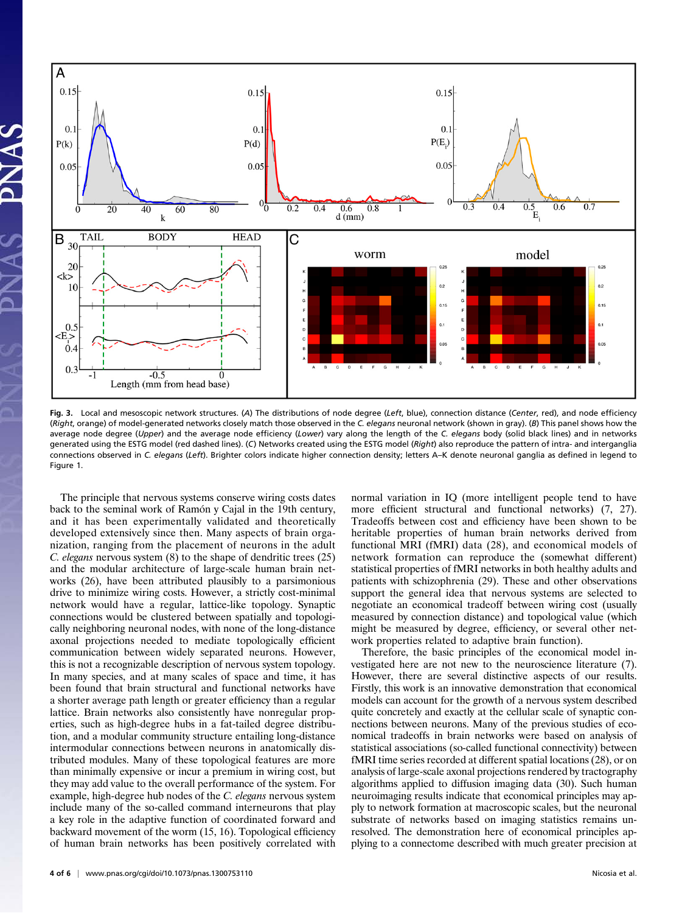Fig. 3. Local and mesoscopic network structures. (*A*) The distributions of node degree (*Left*, blue), connection distance (*Center*, red), and node efficiency (*Right*, orange) of model-generated networks closely match those observed in the *C. elegans* neuronal network (shown in gray). (*B*) This panel shows how the average node degree (*Upper*) and the average node efficiency (*Lower*) vary along the length of the *C. elegans* body (solid black lines) and in networks generated using the ESTG model (red dashed lines). (*C*) Networks created using the ESTG model (*Right*) also reproduce the pattern of intra- and interganglia connections observed in *C. elegans* (*Left*). Brighter colors indicate higher connection density; letters A–K denote neuronal ganglia as defined in legend to Figure 1.

The principle that nervous systems conserve wiring costs dates back to the seminal work of Ramón y Cajal in the 19th century, and it has been experimentally validated and theoretically developed extensively since then. Many aspects of brain organization, ranging from the placement of neurons in the adult *C. elegans* nervous system (8) to the shape of dendritic trees (25) and the modular architecture of large-scale human brain networks (26), have been attributed plausibly to a parsimonious drive to minimize wiring costs. However, a strictly cost-minimal network would have a regular, lattice-like topology. Synaptic connections would be clustered between spatially and topologically neighboring neuronal nodes, with none of the long-distance axonal projections needed to mediate topologically efficient communication between widely separated neurons. However, this is not a recognizable description of nervous system topology. In many species, and at many scales of space and time, it has been found that brain structural and functional networks have a shorter average path length or greater efficiency than a regular lattice. Brain networks also consistently have nonregular properties, such as high-degree hubs in a fat-tailed degree distribution, and a modular community structure entailing long-distance intermodular connections between neurons in anatomically distributed modules. Many of these topological features are more than minimally expensive or incur a premium in wiring cost, but they may add value to the overall performance of the system. For example, high-degree hub nodes of the *C. elegans* nervous system include many of the so-called command interneurons that play a key role in the adaptive function of coordinated forward and backward movement of the worm (15, 16). Topological efficiency of human brain networks has been positively correlated with normal variation in IQ (more intelligent people tend to have more efficient structural and functional networks) (7, 27). Tradeoffs between cost and efficiency have been shown to be heritable properties of human brain networks derived from functional MRI (fMRI) data (28), and economical models of network formation can reproduce the (somewhat different) statistical properties of fMRI networks in both healthy adults and patients with schizophrenia (29). These and other observations support the general idea that nervous systems are selected to negotiate an economical tradeoff between wiring cost (usually measured by connection distance) and topological value (which might be measured by degree, efficiency, or several other network properties related to adaptive brain function).

Therefore, the basic principles of the economical model investigated here are not new to the neuroscience literature (7). However, there are several distinctive aspects of our results. Firstly, this work is an innovative demonstration that economical models can account for the growth of a nervous system described quite concretely and exactly at the cellular scale of synaptic connections between neurons. Many of the previous studies of economical tradeoffs in brain networks were based on analysis of statistical associations (so-called functional connectivity) between fMRI time series recorded at different spatial locations (28), or on analysis of large-scale axonal projections rendered by tractography algorithms applied to diffusion imaging data (30). Such human neuroimaging results indicate that economical principles may apply to network formation at macroscopic scales, but the neuronal substrate of networks based on imaging statistics remains unresolved. The demonstration here of economical principles applying to a connectome described with much greater precision at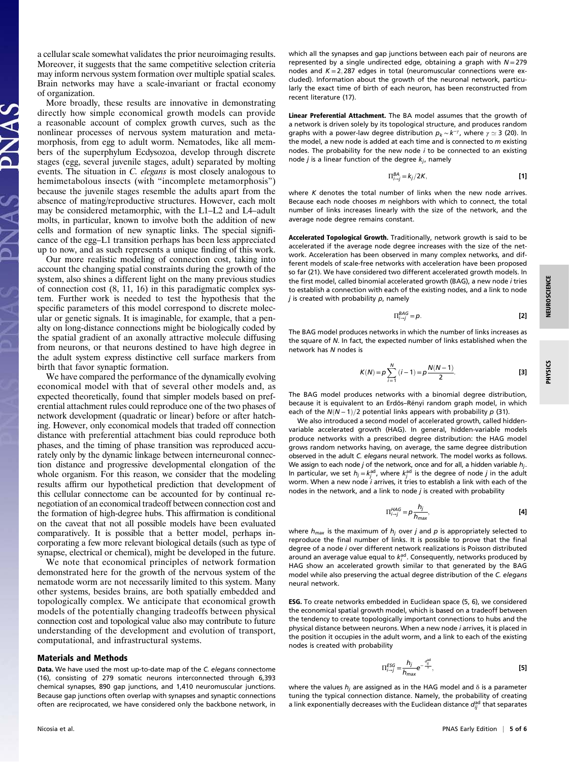a cellular scale somewhat validates the prior neuroimaging results. Moreover, it suggests that the same competitive selection criteria may inform nervous system formation over multiple spatial scales. Brain networks may have a scale-invariant or fractal economy of organization.

More broadly, these results are innovative in demonstrating directly how simple economical growth models can provide a reasonable account of complex growth curves, such as the nonlinear processes of nervous system maturation and metamorphosis, from egg to adult worm. Nematodes, like all members of the superphylum Ecdysozoa, develop through discrete stages (egg, several juvenile stages, adult) separated by molting events. The situation in *C. elegans* is most closely analogous to hemimetabolous insects (with "incomplete metamorphosis") because the juvenile stages resemble the adults apart from the absence of mating/reproductive structures. However, each molt may be considered metamorphic, with the L1–L2 and L4–adult molts, in particular, known to involve both the addition of new cells and formation of new synaptic links. The special significance of the egg–L1 transition perhaps has been less appreciated up to now, and as such represents a unique finding of this work.

Our more realistic modeling of connection cost, taking into account the changing spatial constraints during the growth of the system, also shines a different light on the many previous studies of connection cost (8, 11, 16) in this paradigmatic complex system. Further work is needed to test the hypothesis that the specific parameters of this model correspond to discrete molecular or genetic signals. It is imaginable, for example, that a penalty on long-distance connections might be biologically coded by the spatial gradient of an axonally attractive molecule diffusing from neurons, or that neurons destined to have high degree in the adult system express distinctive cell surface markers from birth that favor synaptic formation.

We have compared the performance of the dynamically evolving economical model with that of several other models and, as expected theoretically, found that simpler models based on preferential attachment rules could reproduce one of the two phases of network development (quadratic or linear) before or after hatching. However, only economical models that traded off connection distance with preferential attachment bias could reproduce both phases, and the timing of phase transition was reproduced accurately only by the dynamic linkage between interneuronal connection distance and progressive developmental elongation of the whole organism. For this reason, we consider that the modeling results affirm our hypothetical prediction that development of this cellular connectome can be accounted for by continual renegotiation of an economical tradeoff between connection cost and the formation of high-degree hubs. This affirmation is conditional on the caveat that not all possible models have been evaluated comparatively. It is possible that a better model, perhaps incorporating a few more relevant biological details (such as type of synapse, electrical or chemical), might be developed in the future.

We note that economical principles of network formation demonstrated here for the growth of the nervous system of the nematode worm are not necessarily limited to this system. Many other systems, besides brains, are both spatially embedded and topologically complex. We anticipate that economical growth models of the potentially changing tradeoffs between physical connection cost and topological value also may contribute to future understanding of the development and evolution of transport, computational, and infrastructural systems.

## Materials and Methods

**Data.** We have used the most up-to-date map of the *C. elegans* connectome (16), consisting of 279 somatic neurons interconnected through 6,393 chemical synapses, 890 gap junctions, and 1,410 neuromuscular junctions. Because gap junctions often overlap with synapses and synaptic connections often are reciprocated, we have considered only the backbone network, in which all the synapses and gap junctions between each pair of neurons are represented by a single undirected edge, obtaining a graph with $N = 279$ nodes and $K = 2,287$ edges in total (neuromuscular connections were excluded). Information about the growth of the neuronal network, particularly the exact time of birth of each neuron, has been reconstructed from recent literature (17).

**Linear Preferential Attachment.** The BA model assumes that the growth of a network is driven solely by its topological structure, and produces random graphs with a power-law degree distribution $p_k \sim k^{-\gamma}$, where $\gamma \simeq 3$ (20). In the model, a new node is added at each time and is connected to $m$ existing nodes. The probability for the new node $i$ to be connected to an existing node $j$ is a linear function of the degree $k_j$, namely

$$\Pi_{i\to j}^{BA} = k_j/2K, \tag{1}$$

where $K$ denotes the total number of links when the new node arrives. Because each node chooses $m$ neighbors with which to connect, the total number of links increases linearly with the size of the network, and the average node degree remains constant.

**Accelerated Topological Growth.** Traditionally, network growth is said to be accelerated if the average node degree increases with the size of the network. Acceleration has been observed in many complex networks, and different models of scale-free networks with acceleration have been proposed so far (21). We have considered two different accelerated growth models. In the first model, called binomial accelerated growth (BAG), a new node $i$ tries to establish a connection with each of the existing nodes, and a link to node $j$ is created with probability $p$, namely

$$\Pi_{i\to j}^{BAG} = p. \tag{2}$$

The BAG model produces networks in which the number of links increases as the square of $N$. In fact, the expected number of links established when the network has $N$ nodes is

$$K(N) = p\sum_{i=1}^{N}(i-1) = p\frac{N(N-1)}{2}. \tag{3}$$

The BAG model produces networks with a binomial degree distribution, because it is equivalent to an Erdős–Rényi random graph model, in which each of the $N(N-1)/2$ potential links appears with probability $p$ (31).

We also introduced a second model of accelerated growth, called hidden-variable accelerated growth (HAG). In general, hidden-variable models produce networks with a prescribed degree distribution: the HAG model grows random networks having, on average, the same degree distribution observed in the adult *C. elegans* neural network. The model works as follows. We assign to each node $j$ of the network, once and for all, a hidden variable $h_j$. In particular, we set $h_j = k_j^{ad}$, where $k_j^{ad}$ is the degree of node $j$ in the adult worm. When a new node $i$ arrives, it tries to establish a link with each of the nodes in the network, and a link to node $j$ is created with probability

$$\Pi_{i\to j}^{HAG} = p\frac{h_j}{h_{max}}, \tag{4}$$

where $h_{max}$ is the maximum of $h_j$ over $j$ and $p$ is appropriately selected to reproduce the final number of links. It is possible to prove that the final degree of a node $i$ over different network realizations is Poisson distributed around an average value equal to $k_i^{ad}$. Consequently, networks produced by HAG show an accelerated growth similar to that generated by the BAG model while also preserving the actual degree distribution of the *C. elegans* neural network.

**ESG.** To create networks embedded in Euclidean space (5, 6), we considered the economical spatial growth model, which is based on a tradeoff between the tendency to create topologically important connections to hubs and the physical distance between neurons. When a new node $i$ arrives, it is placed in the position it occupies in the adult worm, and a link to each of the existing nodes is created with probability

$$\Pi_{i\to j}^{ESG} = \frac{h_j}{h_{max}}e^{-\frac{d_{ij}^{ad}}{\delta}}, \tag{5}$$

where the values $h_j$ are assigned as in the HAG model and $\delta$ is a parameter tuning the typical connection distance. Namely, the probability of creating a link exponentially decreases with the Euclidean distance $d_{ij}^{ad}$ that separates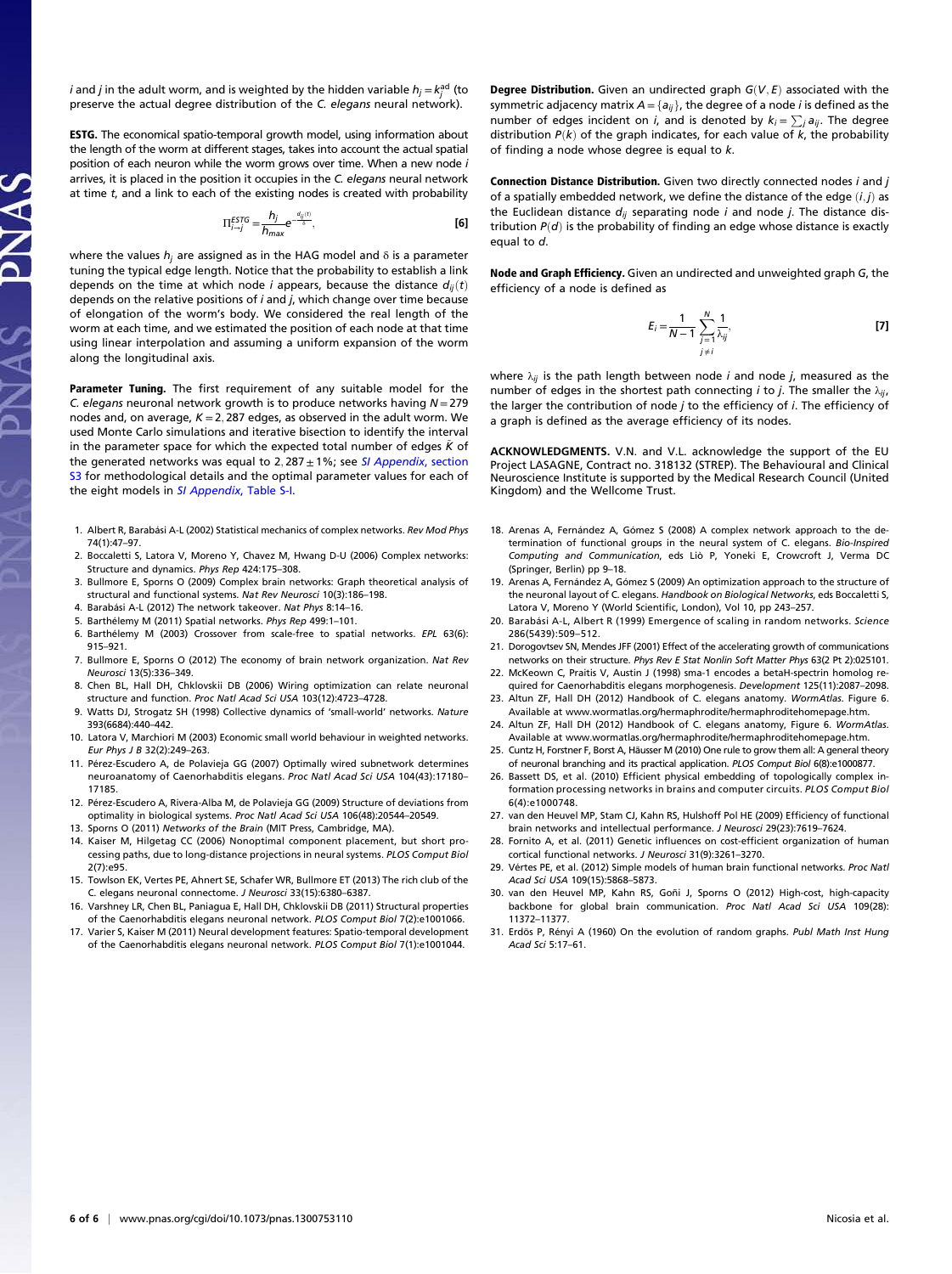$i$ and $j$ in the adult worm, and is weighted by the hidden variable $h_j = k_j^{ad}$ (to preserve the actual degree distribution of the *C. elegans* neural network).

**ESTG.** The economical spatio-temporal growth model, using information about the length of the worm at different stages, takes into account the actual spatial position of each neuron while the worm grows over time. When a new node $i$ arrives, it is placed in the position it occupies in the *C. elegans* neural network at time $t$, and a link to each of the existing nodes is created with probability

$$\Pi_{i\to j}^{ESTG} = \frac{h_j}{h_{max}} e^{-\frac{d_{ij}(t)}{\delta}}, \qquad [6]$$

where the values $h_j$ are assigned as in the HAG model and $\delta$ is a parameter tuning the typical edge length. Notice that the probability to establish a link depends on the time at which node $i$ appears, because the distance $d_{ij}(t)$ depends on the relative positions of $i$ and $j$, which change over time because of elongation of the worm's body. We considered the real length of the worm at each time, and we estimated the position of each node at that time using linear interpolation and assuming a uniform expansion of the worm along the longitudinal axis.

**Parameter Tuning.** The first requirement of any suitable model for the *C. elegans* neuronal network growth is to produce networks having $N = 279$ nodes and, on average, $K = 2,287$ edges, as observed in the adult worm. We used Monte Carlo simulations and iterative bisection to identify the interval in the parameter space for which the expected total number of edges $\bar{K}$ of the generated networks was equal to $2,287 \pm 1\%$; see *SI Appendix*, section S3 for methodological details and the optimal parameter values for each of the eight models in *SI Appendix*, Table S-I.

**Degree Distribution.** Given an undirected graph $G(V, E)$ associated with the symmetric adjacency matrix $A = \{a_{ij}\}$, the degree of a node $i$ is defined as the number of edges incident on $i$, and is denoted by $k_i = \sum_j a_{ij}$. The degree distribution $P(k)$ of the graph indicates, for each value of $k$, the probability of finding a node whose degree is equal to $k$.

**Connection Distance Distribution.** Given two directly connected nodes $i$ and $j$ of a spatially embedded network, we define the distance of the edge $(i, j)$ as the Euclidean distance $d_{ij}$ separating node $i$ and node $j$. The distance distribution $P(d)$ is the probability of finding an edge whose distance is exactly equal to $d$.

**Node and Graph Efficiency.** Given an undirected and unweighted graph $G$, the efficiency of a node is defined as

$$E_i = \frac{1}{N-1} \sum_{\substack{j=1 \\ j \neq i}}^{N} \frac{1}{\lambda_{ij}}, \qquad [7]$$

where $\lambda_{ij}$ is the path length between node $i$ and node $j$, measured as the number of edges in the shortest path connecting $i$ to $j$. The smaller the $\lambda_{ij}$, the larger the contribution of node $j$ to the efficiency of $i$. The efficiency of a graph is defined as the average efficiency of its nodes.

**ACKNOWLEDGMENTS.** V.N. and V.L. acknowledge the support of the EU Project LASAGNE, Contract no. 318132 (STREP). The Behavioural and Clinical Neuroscience Institute is supported by the Medical Research Council (United Kingdom) and the Wellcome Trust.

1. Albert R, Barabási A-L (2002) Statistical mechanics of complex networks. *Rev Mod Phys* 74(1):47–97.
2. Boccaletti S, Latora V, Moreno Y, Chavez M, Hwang D-U (2006) Complex networks: Structure and dynamics. *Phys Rep* 424:175–308.
3. Bullmore E, Sporns O (2009) Complex brain networks: Graph theoretical analysis of structural and functional systems. *Nat Rev Neurosci* 10(3):186–198.
4. Barabási A-L (2012) The network takeover. *Nat Phys* 8:14–16.
5. Barthélemy M (2011) Spatial networks. *Phys Rep* 499:1–101.
6. Barthélemy M (2003) Crossover from scale-free to spatial networks. *EPL* 63(6): 915–921.
7. Bullmore E, Sporns O (2012) The economy of brain network organization. *Nat Rev Neurosci* 13(5):336–349.
8. Chen BL, Hall DH, Chklovskii DB (2006) Wiring optimization can relate neuronal structure and function. *Proc Natl Acad Sci USA* 103(12):4723–4728.
9. Watts DJ, Strogatz SH (1998) Collective dynamics of 'small-world' networks. *Nature* 393(6684):440–442.
10. Latora V, Marchiori M (2003) Economic small world behaviour in weighted networks. *Eur Phys J B* 32(2):249–263.
11. Pérez-Escudero A, de Polavieja GG (2007) Optimally wired subnetwork determines neuroanatomy of Caenorhabditis elegans. *Proc Natl Acad Sci USA* 104(43):17180–17185.
12. Pérez-Escudero A, Rivera-Alba M, de Polavieja GG (2009) Structure of deviations from optimality in biological systems. *Proc Natl Acad Sci USA* 106(48):20544–20549.
13. Sporns O (2011) *Networks of the Brain* (MIT Press, Cambridge, MA).
14. Kaiser M, Hilgetag CC (2006) Nonoptimal component placement, but short processing paths, due to long-distance projections in neural systems. *PLOS Comput Biol* 2(7):e95.
15. Towlson EK, Vertes PE, Ahnert SE, Schafer WR, Bullmore ET (2013) The rich club of the C. elegans neuronal connectome. *J Neurosci* 33(15):6380–6387.
16. Varshney LR, Chen BL, Paniagua E, Hall DH, Chklovskii DB (2011) Structural properties of the Caenorhabditis elegans neuronal network. *PLOS Comput Biol* 7(2):e1001066.
17. Varier S, Kaiser M (2011) Neural development features: Spatio-temporal development of the Caenorhabditis elegans neuronal network. *PLOS Comput Biol* 7(1):e1001044.
18. Arenas A, Fernández A, Gómez S (2008) A complex network approach to the determination of functional groups in the neural system of C. elegans. *Bio-Inspired Computing and Communication*, eds Liò P, Yoneki E, Crowcroft J, Verma DC (Springer, Berlin) pp 9–18.
19. Arenas A, Fernández A, Gómez S (2009) An optimization approach to the structure of the neuronal layout of C. elegans. *Handbook on Biological Networks*, eds Boccaletti S, Latora V, Moreno Y (World Scientific, London), Vol 10, pp 243–257.
20. Barabási A-L, Albert R (1999) Emergence of scaling in random networks. *Science* 286(5439):509–512.
21. Dorogovtsev SN, Mendes JFF (2001) Effect of the accelerating growth of communications networks on their structure. *Phys Rev E Stat Nonlin Soft Matter Phys* 63(2 Pt 2):025101.
22. McKeown C, Praitis V, Austin J (1998) sma-1 encodes a betaH-spectrin homolog required for Caenorhabditis elegans morphogenesis. *Development* 125(11):2087–2098.
23. Altun ZF, Hall DH (2012) Handbook of C. elegans anatomy. *WormAtlas.* Figure 6. Available at www.wormatlas.org/hermaphrodite/hermaphroditehomepage.htm.
24. Altun ZF, Hall DH (2012) Handbook of C. elegans anatomy, Figure 6. *WormAtlas.* Available at www.wormatlas.org/hermaphrodite/hermaphroditehomepage.htm.
25. Cuntz H, Forstner F, Borst A, Häusser M (2010) One rule to grow them all: A general theory of neuronal branching and its practical application. *PLOS Comput Biol* 6(8):e1000877.
26. Bassett DS, et al. (2010) Efficient physical embedding of topologically complex information processing networks in brains and computer circuits. *PLOS Comput Biol* 6(4):e1000748.
27. van den Heuvel MP, Stam CJ, Kahn RS, Hulshoff Pol HE (2009) Efficiency of functional brain networks and intellectual performance. *J Neurosci* 29(23):7619–7624.
28. Fornito A, et al. (2011) Genetic influences on cost-efficient organization of human cortical functional networks. *J Neurosci* 31(9):3261–3270.
29. Vértes PE, et al. (2012) Simple models of human brain functional networks. *Proc Natl Acad Sci USA* 109(15):5868–5873.
30. van den Heuvel MP, Kahn RS, Goñi J, Sporns O (2012) High-cost, high-capacity backbone for global brain communication. *Proc Natl Acad Sci USA* 109(28): 11372–11377.
31. Erdős P, Rényi A (1960) On the evolution of random graphs. *Publ Math Inst Hung Acad Sci* 5:17–61.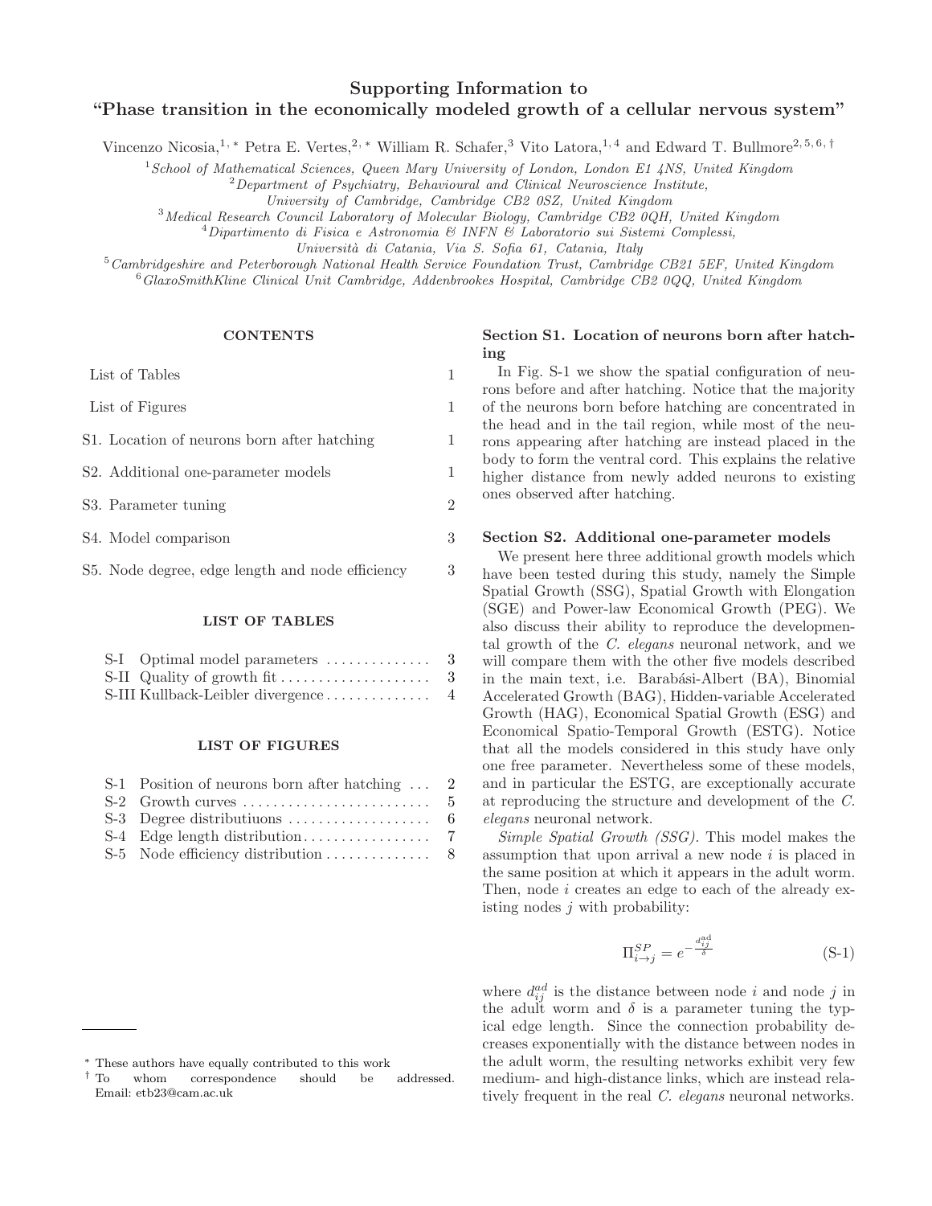# Supporting Information to "Phase transition in the economically modeled growth of a cellular nervous system"

Vincenzo Nicosia,[1,*] Petra E. Vertes,[2,*] William R. Schafer,[3] Vito Latora,[1,4] and Edward T. Bullmore[2,5,6,†]

[1] *School of Mathematical Sciences, Queen Mary University of London, London E1 4NS, United Kingdom*
[2] *Department of Psychiatry, Behavioural and Clinical Neuroscience Institute, University of Cambridge, Cambridge CB2 0SZ, United Kingdom*
[3] *Medical Research Council Laboratory of Molecular Biology, Cambridge CB2 0QH, United Kingdom*
[4] *Dipartimento di Fisica e Astronomia & INFN & Laboratorio sui Sistemi Complessi, Università di Catania, Via S. Sofia 61, Catania, Italy*
[5] *Cambridgeshire and Peterborough National Health Service Foundation Trust, Cambridge CB21 5EF, United Kingdom*
[6] *GlaxoSmithKline Clinical Unit Cambridge, Addenbrookes Hospital, Cambridge CB2 0QQ, United Kingdom*

## CONTENTS

| | |
|---|---|
| List of Tables | 1 |
| List of Figures | 1 |
| S1. Location of neurons born after hatching | 1 |
| S2. Additional one-parameter models | 1 |
| S3. Parameter tuning | 2 |
| S4. Model comparison | 3 |
| S5. Node degree, edge length and node efficiency | 3 |

## LIST OF TABLES

| | | |
|---|---|---|
| S-I | Optimal model parameters | 3 |
| S-II | Quality of growth fit | 3 |
| S-III | Kullback-Leibler divergence | 4 |

## LIST OF FIGURES

| | | |
|---|---|---|
| S-1 | Position of neurons born after hatching | 2 |
| S-2 | Growth curves | 5 |
| S-3 | Degree distributiuons | 6 |
| S-4 | Edge length distribution | 7 |
| S-5 | Node efficiency distribution | 8 |

### Section S1. Location of neurons born after hatching

In Fig. S-1 we show the spatial configuration of neurons before and after hatching. Notice that the majority of the neurons born before hatching are concentrated in the head and in the tail region, while most of the neurons appearing after hatching are instead placed in the body to form the ventral cord. This explains the relative higher distance from newly added neurons to existing ones observed after hatching.

### Section S2. Additional one-parameter models

We present here three additional growth models which have been tested during this study, namely the Simple Spatial Growth (SSG), Spatial Growth with Elongation (SGE) and Power-law Economical Growth (PEG). We also discuss their ability to reproduce the developmental growth of the *C. elegans* neuronal network, and we will compare them with the other five models described in the main text, i.e. Barabási-Albert (BA), Binomial Accelerated Growth (BAG), Hidden-variable Accelerated Growth (HAG), Economical Spatial Growth (ESG) and Economical Spatio-Temporal Growth (ESTG). Notice that all the models considered in this study have only one free parameter. Nevertheless some of these models, and in particular the ESTG, are exceptionally accurate at reproducing the structure and development of the *C. elegans* neuronal network.

*Simple Spatial Growth (SSG).* This model makes the assumption that upon arrival a new node $i$ is placed in the same position at which it appears in the adult worm. Then, node $i$ creates an edge to each of the already existing nodes $j$ with probability:

$$\Pi_{i\to j}^{SP} = e^{-\frac{d_{ij}^{\rm ad}}{\delta}} \tag{S-1}$$

where $d_{ij}^{ad}$ is the distance between node $i$ and node $j$ in the adult worm and $\delta$ is a parameter tuning the typical edge length. Since the connection probability decreases exponentially with the distance between nodes in the adult worm, the resulting networks exhibit very few medium- and high-distance links, which are instead relatively frequent in the real *C. elegans* neuronal networks.

* These authors have equally contributed to this work
† To whom correspondence should be addressed. Email: etb23@cam.ac.uk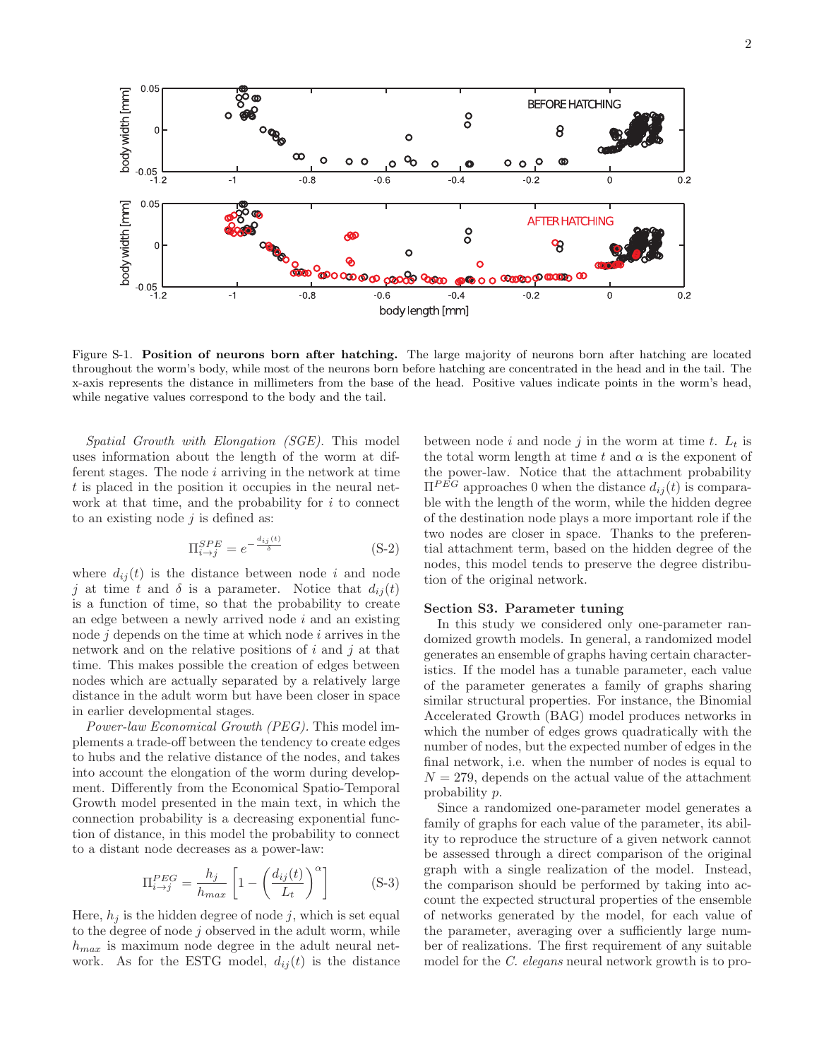Figure S-1. **Position of neurons born after hatching.** The large majority of neurons born after hatching are located throughout the worm's body, while most of the neurons born before hatching are concentrated in the head and in the tail. The x-axis represents the distance in millimeters from the base of the head. Positive values indicate points in the worm's head, while negative values correspond to the body and the tail.

*Spatial Growth with Elongation (SGE).* This model uses information about the length of the worm at different stages. The node $i$ arriving in the network at time $t$ is placed in the position it occupies in the neural network at that time, and the probability for $i$ to connect to an existing node $j$ is defined as:

$$\Pi^{SPE}_{i\to j} = e^{-\frac{d_{ij}(t)}{\delta}} \tag{S-2}$$

where $d_{ij}(t)$ is the distance between node $i$ and node $j$ at time $t$ and $\delta$ is a parameter. Notice that $d_{ij}(t)$ is a function of time, so that the probability to create an edge between a newly arrived node $i$ and an existing node $j$ depends on the time at which node $i$ arrives in the network and on the relative positions of $i$ and $j$ at that time. This makes possible the creation of edges between nodes which are actually separated by a relatively large distance in the adult worm but have been closer in space in earlier developmental stages.

*Power-law Economical Growth (PEG).* This model implements a trade-off between the tendency to create edges to hubs and the relative distance of the nodes, and takes into account the elongation of the worm during development. Differently from the Economical Spatio-Temporal Growth model presented in the main text, in which the connection probability is a decreasing exponential function of distance, in this model the probability to connect to a distant node decreases as a power-law:

$$\Pi^{PEG}_{i\to j} = \frac{h_j}{h_{max}}\left[1 - \left(\frac{d_{ij}(t)}{L_t}\right)^{\alpha}\right] \tag{S-3}$$

Here, $h_j$ is the hidden degree of node $j$, which is set equal to the degree of node $j$ observed in the adult worm, while $h_{max}$ is maximum node degree in the adult neural network. As for the ESTG model, $d_{ij}(t)$ is the distance between node $i$ and node $j$ in the worm at time $t$. $L_t$ is the total worm length at time $t$ and $\alpha$ is the exponent of the power-law. Notice that the attachment probability $\Pi^{PEG}$ approaches 0 when the distance $d_{ij}(t)$ is comparable with the length of the worm, while the hidden degree of the destination node plays a more important role if the two nodes are closer in space. Thanks to the preferential attachment term, based on the hidden degree of the nodes, this model tends to preserve the degree distribution of the original network.

## Section S3. Parameter tuning

In this study we considered only one-parameter randomized growth models. In general, a randomized model generates an ensemble of graphs having certain characteristics. If the model has a tunable parameter, each value of the parameter generates a family of graphs sharing similar structural properties. For instance, the Binomial Accelerated Growth (BAG) model produces networks in which the number of edges grows quadratically with the number of nodes, but the expected number of edges in the final network, i.e. when the number of nodes is equal to $N = 279$, depends on the actual value of the attachment probability $p$.

Since a randomized one-parameter model generates a family of graphs for each value of the parameter, its ability to reproduce the structure of a given network cannot be assessed through a direct comparison of the original graph with a single realization of the model. Instead, the comparison should be performed by taking into account the expected structural properties of the ensemble of networks generated by the model, for each value of the parameter, averaging over a sufficiently large number of realizations. The first requirement of any suitable model for the *C. elegans* neural network growth is to pro-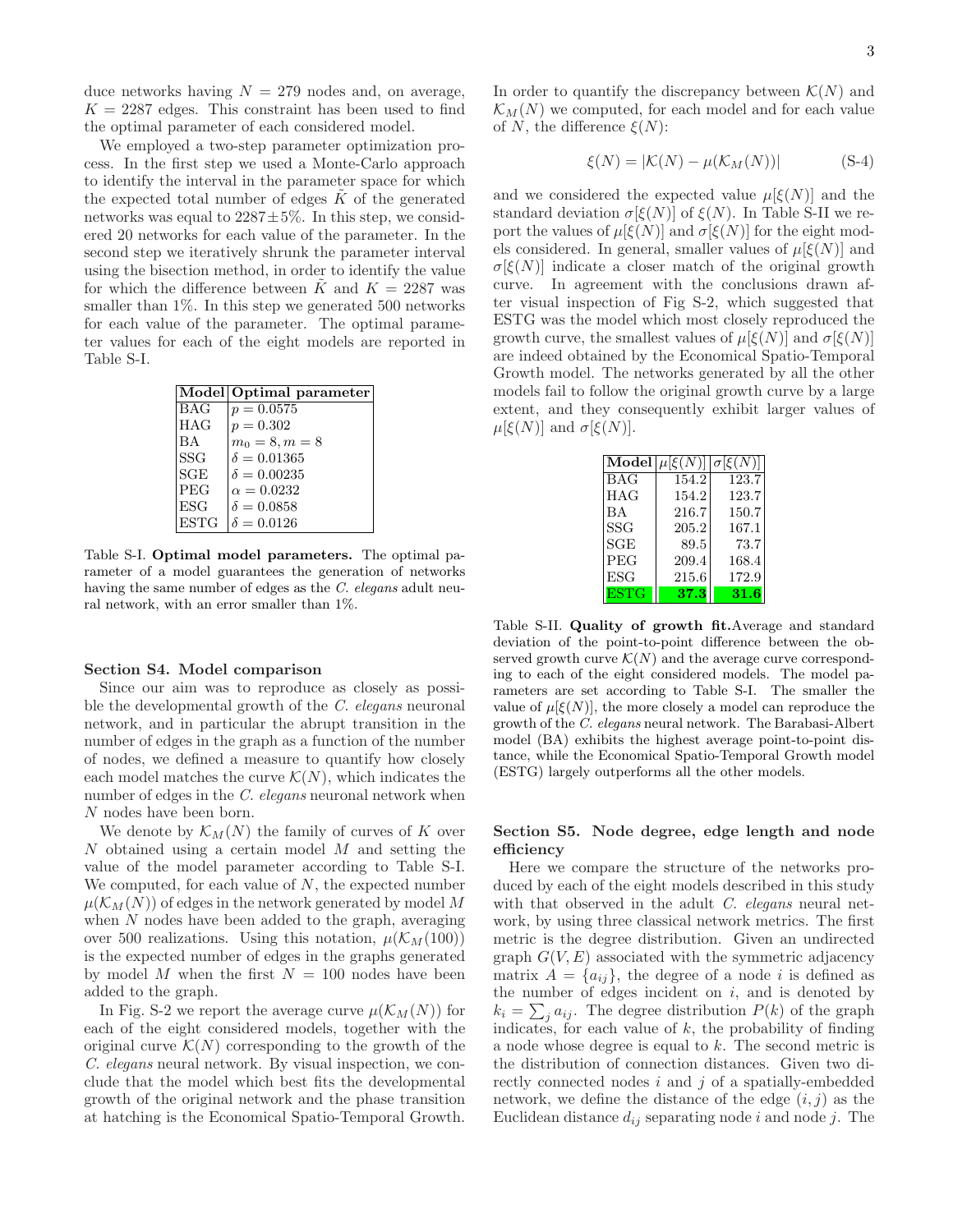duce networks having $N = 279$ nodes and, on average, $K = 2287$ edges. This constraint has been used to find the optimal parameter of each considered model.

We employed a two-step parameter optimization process. In the first step we used a Monte-Carlo approach to identify the interval in the parameter space for which the expected total number of edges $\tilde{K}$ of the generated networks was equal to $2287 \pm 5\%$. In this step, we considered 20 networks for each value of the parameter. In the second step we iteratively shrunk the parameter interval using the bisection method, in order to identify the value for which the difference between $\tilde{K}$ and $K = 2287$ was smaller than 1%. In this step we generated 500 networks for each value of the parameter. The optimal parameter values for each of the eight models are reported in Table S-I.

| **Model** | **Optimal parameter** |
|---|---|
| BAG | $p = 0.0575$ |
| HAG | $p = 0.302$ |
| BA | $m_0 = 8, m = 8$ |
| SSG | $\delta = 0.01365$ |
| SGE | $\delta = 0.00235$ |
| PEG | $\alpha = 0.0232$ |
| ESG | $\delta = 0.0858$ |
| ESTG | $\delta = 0.0126$ |

Table S-I. **Optimal model parameters.** The optimal parameter of a model guarantees the generation of networks having the same number of edges as the *C. elegans* adult neural network, with an error smaller than 1%.

### Section S4. Model comparison

Since our aim was to reproduce as closely as possible the developmental growth of the *C. elegans* neuronal network, and in particular the abrupt transition in the number of edges in the graph as a function of the number of nodes, we defined a measure to quantify how closely each model matches the curve $\mathcal{K}(N)$, which indicates the number of edges in the *C. elegans* neuronal network when $N$ nodes have been born.

We denote by $\mathcal{K}_M(N)$ the family of curves of $K$ over $N$ obtained using a certain model $M$ and setting the value of the model parameter according to Table S-I. We computed, for each value of $N$, the expected number $\mu(\mathcal{K}_M(N))$ of edges in the network generated by model $M$ when $N$ nodes have been added to the graph, averaging over 500 realizations. Using this notation, $\mu(\mathcal{K}_M(100))$ is the expected number of edges in the graphs generated by model $M$ when the first $N = 100$ nodes have been added to the graph.

In Fig. S-2 we report the average curve $\mu(\mathcal{K}_M(N))$ for each of the eight considered models, together with the original curve $\mathcal{K}(N)$ corresponding to the growth of the *C. elegans* neural network. By visual inspection, we conclude that the model which best fits the developmental growth of the original network and the phase transition at hatching is the Economical Spatio-Temporal Growth.

In order to quantify the discrepancy between $\mathcal{K}(N)$ and $\mathcal{K}_M(N)$ we computed, for each model and for each value of $N$, the difference $\xi(N)$:

$$\xi(N) = |\mathcal{K}(N) - \mu(\mathcal{K}_M(N))| \qquad \text{(S-4)}$$

and we considered the expected value $\mu[\xi(N)]$ and the standard deviation $\sigma[\xi(N)]$ of $\xi(N)$. In Table S-II we report the values of $\mu[\xi(N)]$ and $\sigma[\xi(N)]$ for the eight models considered. In general, smaller values of $\mu[\xi(N)]$ and $\sigma[\xi(N)]$ indicate a closer match of the original growth curve. In agreement with the conclusions drawn after visual inspection of Fig S-2, which suggested that ESTG was the model which most closely reproduced the growth curve, the smallest values of $\mu[\xi(N)]$ and $\sigma[\xi(N)]$ are indeed obtained by the Economical Spatio-Temporal Growth model. The networks generated by all the other models fail to follow the original growth curve by a large extent, and they consequently exhibit larger values of $\mu[\xi(N)]$ and $\sigma[\xi(N)]$.

| **Model** | $\mu[\xi(N)]$ | $\sigma[\xi(N)]$ |
|---|---|---|
| BAG | 154.2 | 123.7 |
| HAG | 154.2 | 123.7 |
| BA | 216.7 | 150.7 |
| SSG | 205.2 | 167.1 |
| SGE | 89.5 | 73.7 |
| PEG | 209.4 | 168.4 |
| ESG | 215.6 | 172.9 |
| ESTG | **37.3** | **31.6** |

Table S-II. **Quality of growth fit.** Average and standard deviation of the point-to-point difference between the observed growth curve $\mathcal{K}(N)$ and the average curve corresponding to each of the eight considered models. The model parameters are set according to Table S-I. The smaller the value of $\mu[\xi(N)]$, the more closely a model can reproduce the growth of the *C. elegans* neural network. The Barabasi-Albert model (BA) exhibits the highest average point-to-point distance, while the Economical Spatio-Temporal Growth model (ESTG) largely outperforms all the other models.

### Section S5. Node degree, edge length and node efficiency

Here we compare the structure of the networks produced by each of the eight models described in this study with that observed in the adult *C. elegans* neural network, by using three classical network metrics. The first metric is the degree distribution. Given an undirected graph $G(V, E)$ associated with the symmetric adjacency matrix $A = \{a_{ij}\}$, the degree of a node $i$ is defined as the number of edges incident on $i$, and is denoted by $k_i = \sum_j a_{ij}$. The degree distribution $P(k)$ of the graph indicates, for each value of $k$, the probability of finding a node whose degree is equal to $k$. The second metric is the distribution of connection distances. Given two directly connected nodes $i$ and $j$ of a spatially-embedded network, we define the distance of the edge $(i, j)$ as the Euclidean distance $d_{ij}$ separating node $i$ and node $j$. The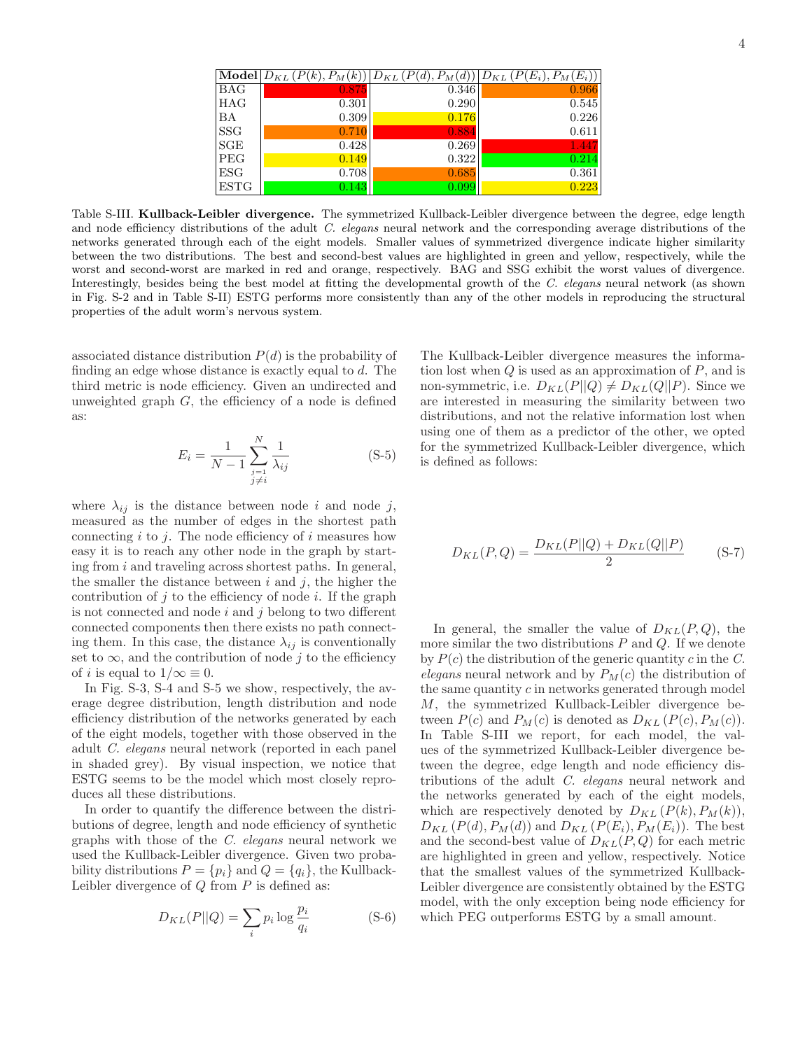| Model | $D_{KL}(P(k), P_M(k))$ | $D_{KL}(P(d), P_M(d))$ | $D_{KL}(P(E_i), P_M(E_i))$ |
|---|---|---|---|
| BAG | 0.875 | 0.346 | 0.966 |
| HAG | 0.301 | 0.290 | 0.545 |
| BA | 0.309 | 0.176 | 0.226 |
| SSG | 0.710 | 0.884 | 0.611 |
| SGE | 0.428 | 0.269 | 1.447 |
| PEG | 0.149 | 0.322 | 0.214 |
| ESG | 0.708 | 0.685 | 0.361 |
| ESTG | 0.143 | 0.099 | 0.223 |

Table S-III. **Kullback-Leibler divergence.** The symmetrized Kullback-Leibler divergence between the degree, edge length and node efficiency distributions of the adult *C. elegans* neural network and the corresponding average distributions of the networks generated through each of the eight models. Smaller values of symmetrized divergence indicate higher similarity between the two distributions. The best and second-best values are highlighted in green and yellow, respectively, while the worst and second-worst are marked in red and orange, respectively. BAG and SSG exhibit the worst values of divergence. Interestingly, besides being the best model at fitting the developmental growth of the *C. elegans* neural network (as shown in Fig. S-2 and in Table S-II) ESTG performs more consistently than any of the other models in reproducing the structural properties of the adult worm's nervous system.

associated distance distribution $P(d)$ is the probability of finding an edge whose distance is exactly equal to $d$. The third metric is node efficiency. Given an undirected and unweighted graph $G$, the efficiency of a node is defined as:

$$E_i = \frac{1}{N-1} \sum_{\substack{j=1 \\ j \neq i}}^{N} \frac{1}{\lambda_{ij}} \tag{S-5}$$

where $\lambda_{ij}$ is the distance between node $i$ and node $j$, measured as the number of edges in the shortest path connecting $i$ to $j$. The node efficiency of $i$ measures how easy it is to reach any other node in the graph by starting from $i$ and traveling across shortest paths. In general, the smaller the distance between $i$ and $j$, the higher the contribution of $j$ to the efficiency of node $i$. If the graph is not connected and node $i$ and $j$ belong to two different connected components then there exists no path connecting them. In this case, the distance $\lambda_{ij}$ is conventionally set to $\infty$, and the contribution of node $j$ to the efficiency of $i$ is equal to $1/\infty \equiv 0$.

In Fig. S-3, S-4 and S-5 we show, respectively, the average degree distribution, length distribution and node efficiency distribution of the networks generated by each of the eight models, together with those observed in the adult *C. elegans* neural network (reported in each panel in shaded grey). By visual inspection, we notice that ESTG seems to be the model which most closely reproduces all these distributions.

In order to quantify the difference between the distributions of degree, length and node efficiency of synthetic graphs with those of the *C. elegans* neural network we used the Kullback-Leibler divergence. Given two probability distributions $P = \{p_i\}$ and $Q = \{q_i\}$, the Kullback-Leibler divergence of $Q$ from $P$ is defined as:

$$D_{KL}(P||Q) = \sum_i p_i \log \frac{p_i}{q_i} \tag{S-6}$$

The Kullback-Leibler divergence measures the information lost when $Q$ is used as an approximation of $P$, and is non-symmetric, i.e. $D_{KL}(P||Q) \neq D_{KL}(Q||P)$. Since we are interested in measuring the similarity between two distributions, and not the relative information lost when using one of them as a predictor of the other, we opted for the symmetrized Kullback-Leibler divergence, which is defined as follows:

$$D_{KL}(P,Q) = \frac{D_{KL}(P||Q) + D_{KL}(Q||P)}{2} \tag{S-7}$$

In general, the smaller the value of $D_{KL}(P,Q)$, the more similar the two distributions $P$ and $Q$. If we denote by $P(c)$ the distribution of the generic quantity $c$ in the *C. elegans* neural network and by $P_M(c)$ the distribution of the same quantity $c$ in networks generated through model $M$, the symmetrized Kullback-Leibler divergence between $P(c)$ and $P_M(c)$ is denoted as $D_{KL}(P(c), P_M(c))$. In Table S-III we report, for each model, the values of the symmetrized Kullback-Leibler divergence between the degree, edge length and node efficiency distributions of the adult *C. elegans* neural network and the networks generated by each of the eight models, which are respectively denoted by $D_{KL}(P(k), P_M(k))$, $D_{KL}(P(d), P_M(d))$ and $D_{KL}(P(E_i), P_M(E_i))$. The best and the second-best value of $D_{KL}(P,Q)$ for each metric are highlighted in green and yellow, respectively. Notice that the smallest values of the symmetrized Kullback-Leibler divergence are consistently obtained by the ESTG model, with the only exception being node efficiency for which PEG outperforms ESTG by a small amount.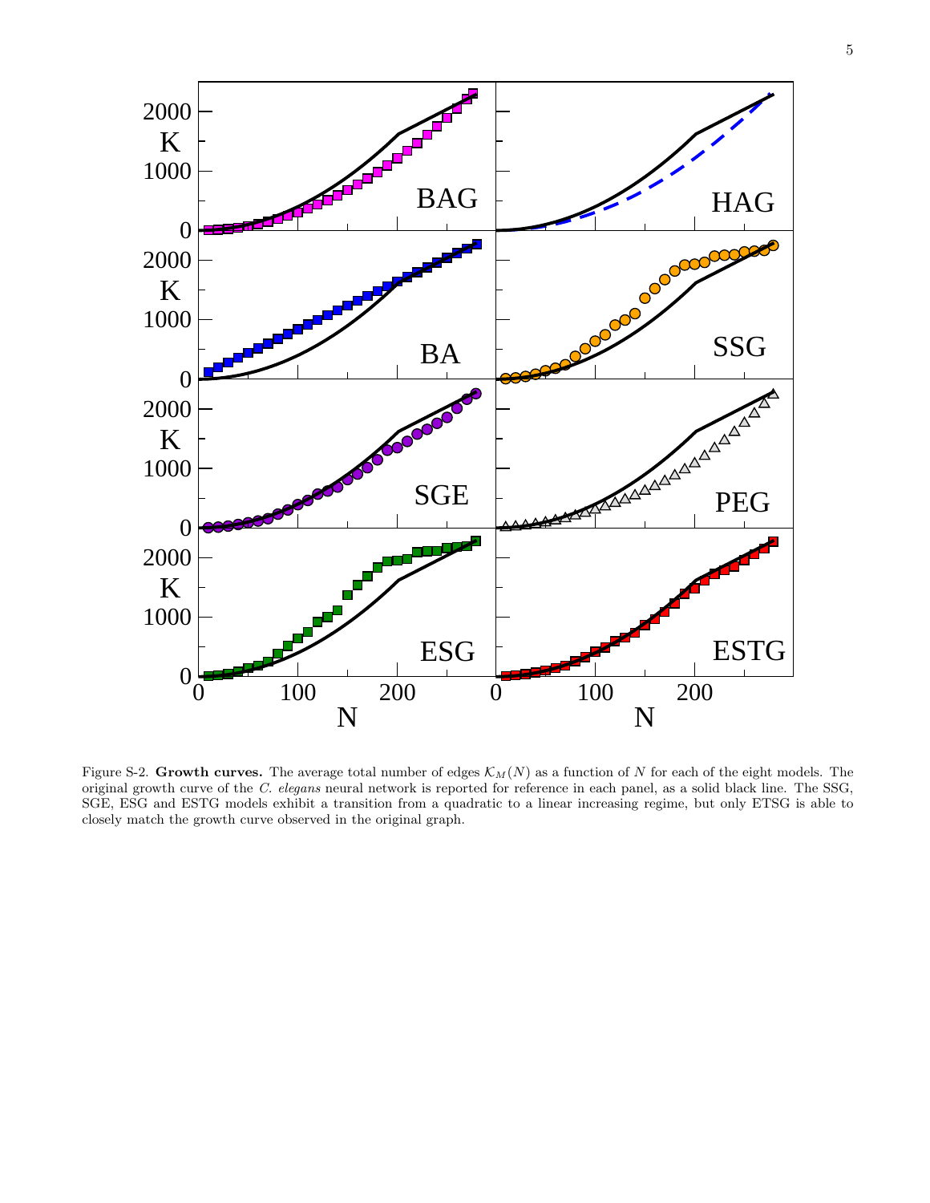Figure S-2. **Growth curves.** The average total number of edges $\mathcal{K}_M(N)$ as a function of $N$ for each of the eight models. The original growth curve of the *C. elegans* neural network is reported for reference in each panel, as a solid black line. The SSG, SGE, ESG and ESTG models exhibit a transition from a quadratic to a linear increasing regime, but only ETSG is able to closely match the growth curve observed in the original graph.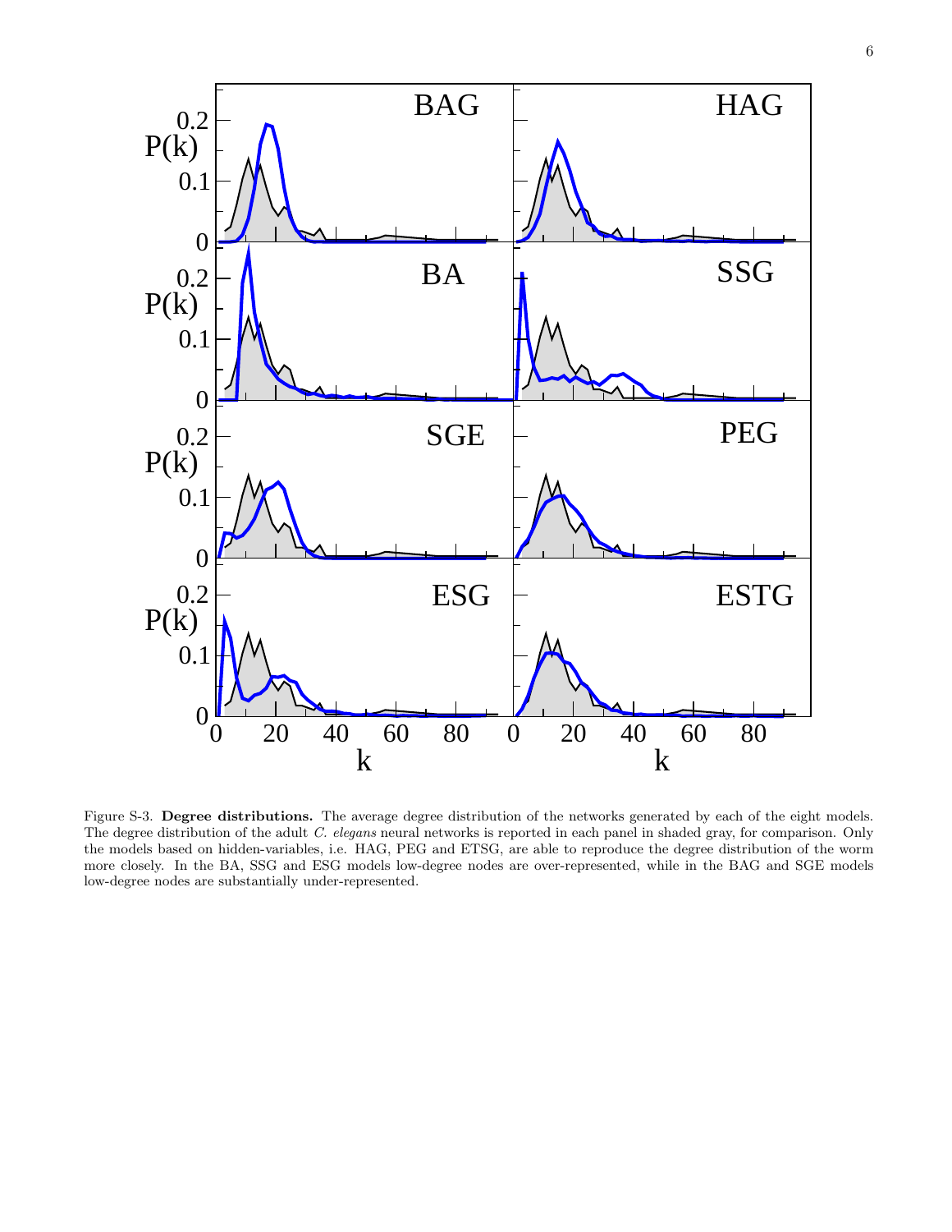Figure S-3. **Degree distributions.** The average degree distribution of the networks generated by each of the eight models. The degree distribution of the adult *C. elegans* neural networks is reported in each panel in shaded gray, for comparison. Only the models based on hidden-variables, i.e. HAG, PEG and ETSG, are able to reproduce the degree distribution of the worm more closely. In the BA, SSG and ESG models low-degree nodes are over-represented, while in the BAG and SGE models low-degree nodes are substantially under-represented.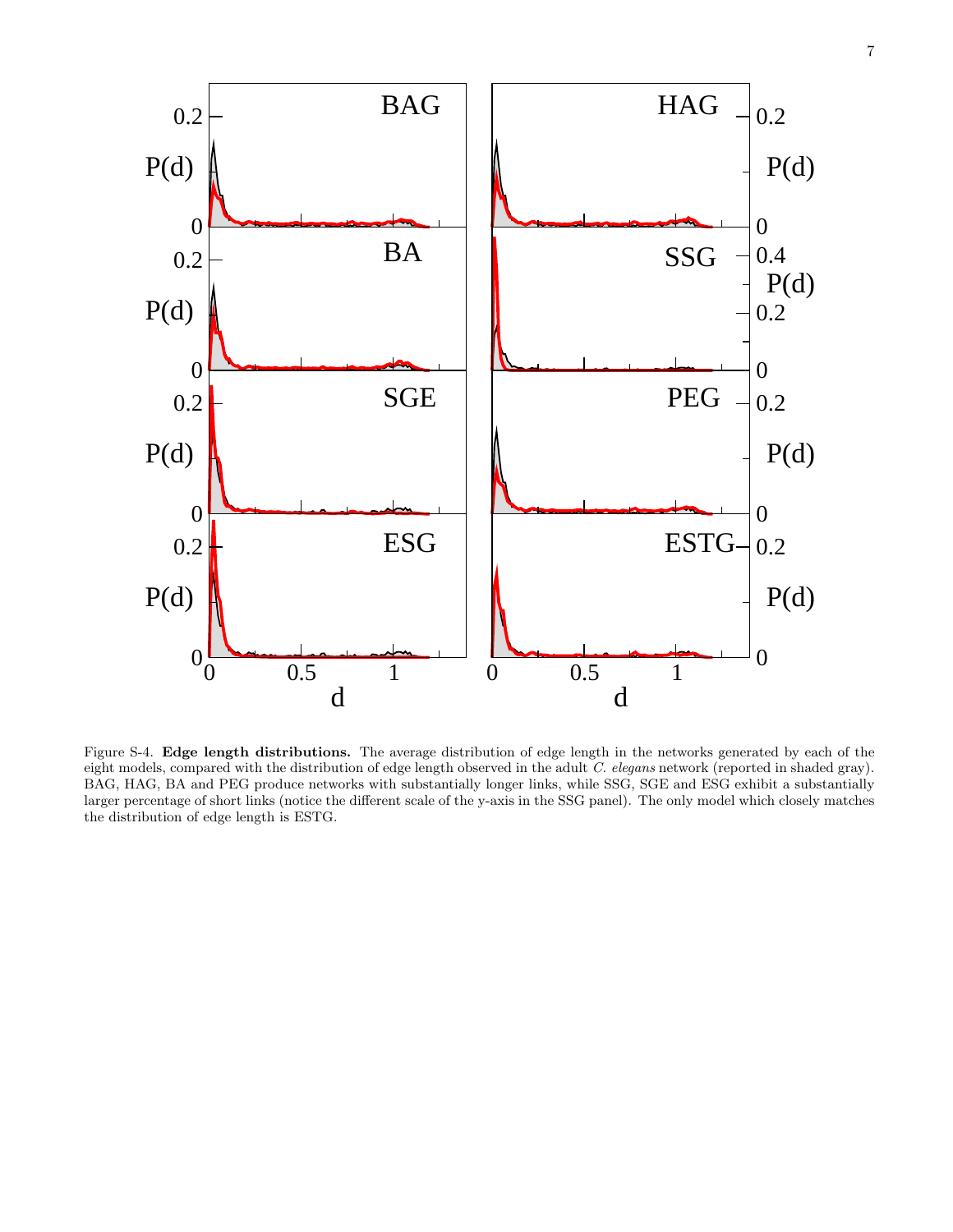Figure S-4. **Edge length distributions.** The average distribution of edge length in the networks generated by each of the eight models, compared with the distribution of edge length observed in the adult *C. elegans* network (reported in shaded gray). BAG, HAG, BA and PEG produce networks with substantially longer links, while SSG, SGE and ESG exhibit a substantially larger percentage of short links (notice the different scale of the y-axis in the SSG panel). The only model which closely matches the distribution of edge length is ESTG.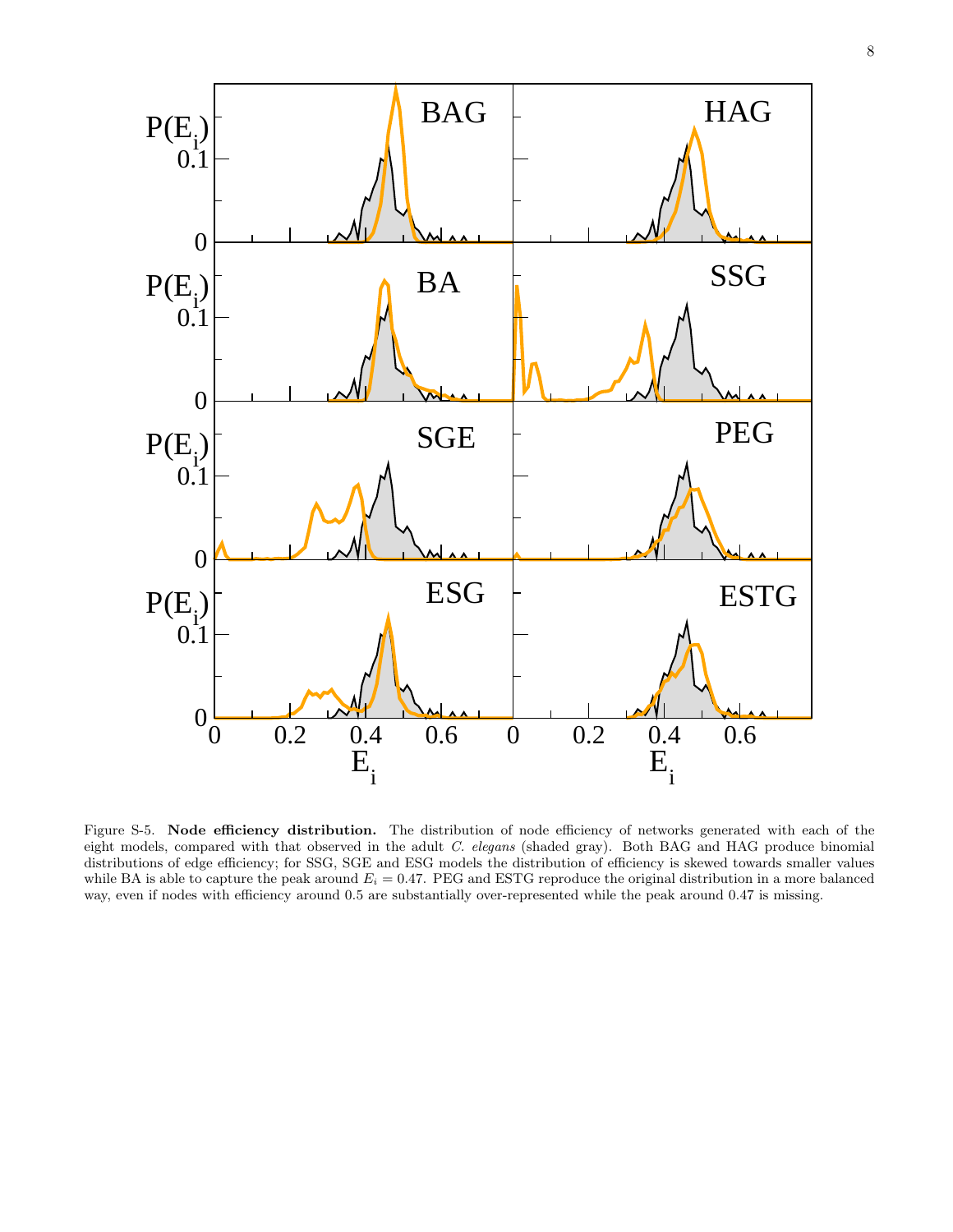BAG

HAG

BA

SSG

SGE

PEG

ESG

ESTG

$P(E_i)$

0.1

0

0

0.2

0.4

0.6

$E_i$

Figure S-5. **Node efficiency distribution.** The distribution of node efficiency of networks generated with each of the eight models, compared with that observed in the adult *C. elegans* (shaded gray). Both BAG and HAG produce binomial distributions of edge efficiency; for SSG, SGE and ESG models the distribution of efficiency is skewed towards smaller values while BA is able to capture the peak around $E_i = 0.47$. PEG and ESTG reproduce the original distribution in a more balanced way, even if nodes with efficiency around 0.5 are substantially over-represented while the peak around 0.47 is missing.